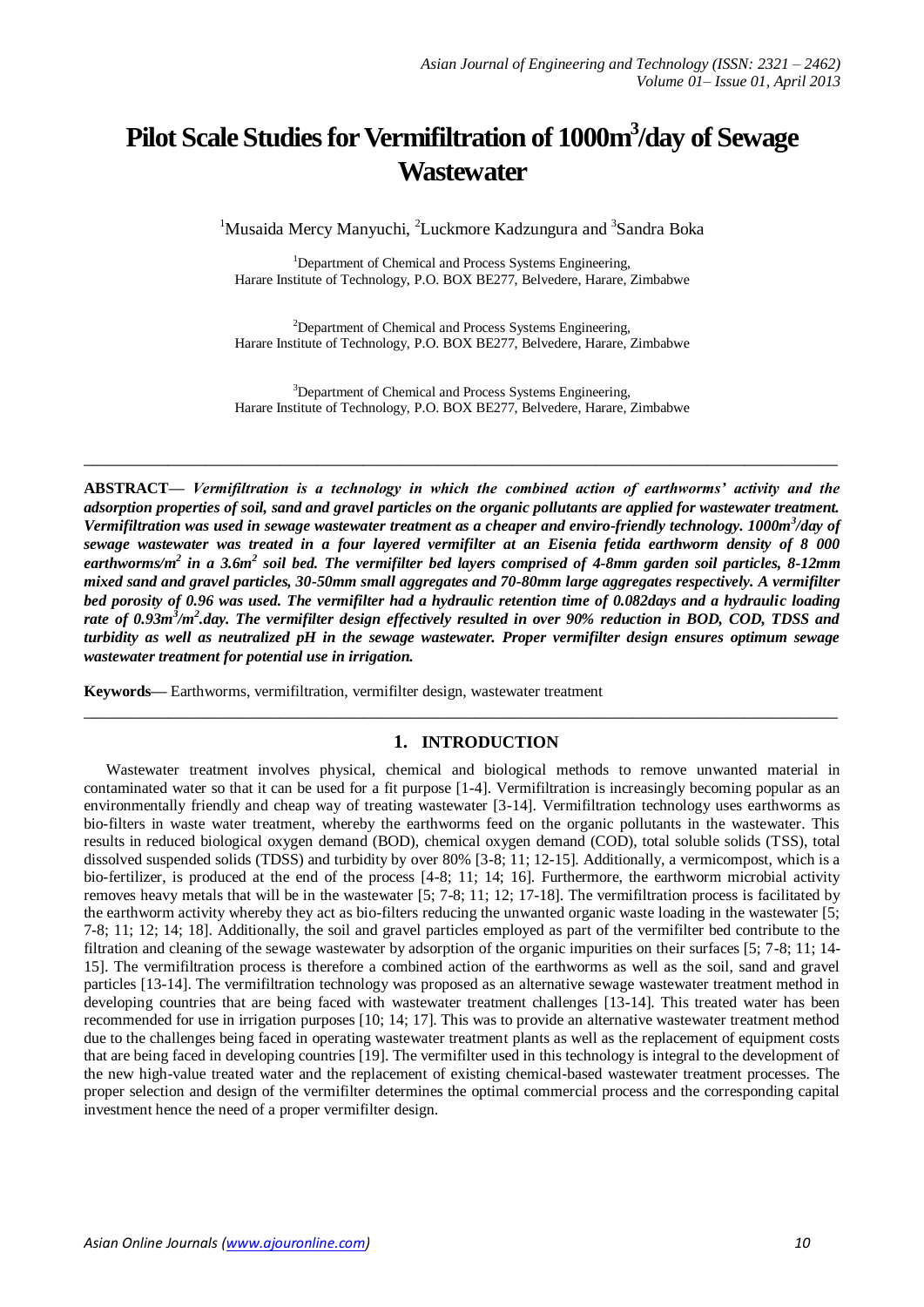# Pilot Scale Studies for Vermifiltration of 1000m$^3$/day of Sewage Wastewater

[1]Musaida Mercy Manyuchi, [2]Luckmore Kadzungura and [3]Sandra Boka

[1]Department of Chemical and Process Systems Engineering,
Harare Institute of Technology, P.O. BOX BE277, Belvedere, Harare, Zimbabwe

[2]Department of Chemical and Process Systems Engineering,
Harare Institute of Technology, P.O. BOX BE277, Belvedere, Harare, Zimbabwe

[3]Department of Chemical and Process Systems Engineering,
Harare Institute of Technology, P.O. BOX BE277, Belvedere, Harare, Zimbabwe

---

**ABSTRACT—** ***Vermifiltration is a technology in which the combined action of earthworms' activity and the adsorption properties of soil, sand and gravel particles on the organic pollutants are applied for wastewater treatment. Vermifiltration was used in sewage wastewater treatment as a cheaper and enviro-friendly technology. 1000m$^3$/day of sewage wastewater was treated in a four layered vermifilter at an Eisenia fetida earthworm density of 8 000 earthworms/m$^2$ in a 3.6m$^2$ soil bed. The vermifilter bed layers comprised of 4-8mm garden soil particles, 8-12mm mixed sand and gravel particles, 30-50mm small aggregates and 70-80mm large aggregates respectively. A vermifilter bed porosity of 0.96 was used. The vermifilter had a hydraulic retention time of 0.082days and a hydraulic loading rate of 0.93m$^3$/m$^2$.day. The vermifilter design effectively resulted in over 90% reduction in BOD, COD, TDSS and turbidity as well as neutralized pH in the sewage wastewater. Proper vermifilter design ensures optimum sewage wastewater treatment for potential use in irrigation.***

**Keywords—** Earthworms, vermifiltration, vermifilter design, wastewater treatment

---

## 1. INTRODUCTION

Wastewater treatment involves physical, chemical and biological methods to remove unwanted material in contaminated water so that it can be used for a fit purpose [1-4]. Vermifiltration is increasingly becoming popular as an environmentally friendly and cheap way of treating wastewater [3-14]. Vermifiltration technology uses earthworms as bio-filters in waste water treatment, whereby the earthworms feed on the organic pollutants in the wastewater. This results in reduced biological oxygen demand (BOD), chemical oxygen demand (COD), total soluble solids (TSS), total dissolved suspended solids (TDSS) and turbidity by over 80% [3-8; 11; 12-15]. Additionally, a vermicompost, which is a bio-fertilizer, is produced at the end of the process [4-8; 11; 14; 16]. Furthermore, the earthworm microbial activity removes heavy metals that will be in the wastewater [5; 7-8; 11; 12; 17-18]. The vermifiltration process is facilitated by the earthworm activity whereby they act as bio-filters reducing the unwanted organic waste loading in the wastewater [5; 7-8; 11; 12; 14; 18]. Additionally, the soil and gravel particles employed as part of the vermifilter bed contribute to the filtration and cleaning of the sewage wastewater by adsorption of the organic impurities on their surfaces [5; 7-8; 11; 14-15]. The vermifiltration process is therefore a combined action of the earthworms as well as the soil, sand and gravel particles [13-14]. The vermifiltration technology was proposed as an alternative sewage wastewater treatment method in developing countries that are being faced with wastewater treatment challenges [13-14]. This treated water has been recommended for use in irrigation purposes [10; 14; 17]. This was to provide an alternative wastewater treatment method due to the challenges being faced in operating wastewater treatment plants as well as the replacement of equipment costs that are being faced in developing countries [19]. The vermifilter used in this technology is integral to the development of the new high-value treated water and the replacement of existing chemical-based wastewater treatment processes. The proper selection and design of the vermifilter determines the optimal commercial process and the corresponding capital investment hence the need of a proper vermifilter design.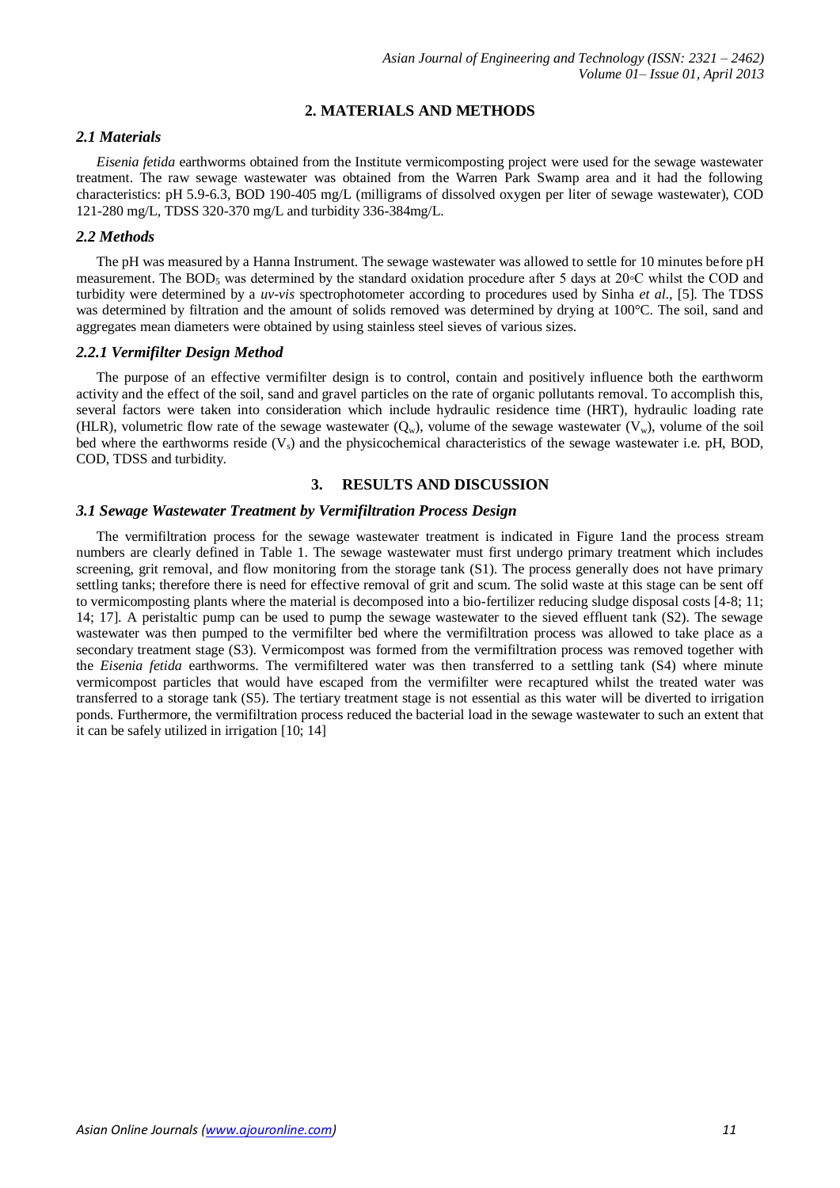## 2. MATERIALS AND METHODS

### *2.1 Materials*

*Eisenia fetida* earthworms obtained from the Institute vermicomposting project were used for the sewage wastewater treatment. The raw sewage wastewater was obtained from the Warren Park Swamp area and it had the following characteristics: pH 5.9-6.3, BOD 190-405 mg/L (milligrams of dissolved oxygen per liter of sewage wastewater), COD 121-280 mg/L, TDSS 320-370 mg/L and turbidity 336-384mg/L.

### *2.2 Methods*

The pH was measured by a Hanna Instrument. The sewage wastewater was allowed to settle for 10 minutes before pH measurement. The $BOD_5$ was determined by the standard oxidation procedure after 5 days at 20◦C whilst the COD and turbidity were determined by a *uv-vis* spectrophotometer according to procedures used by Sinha *et al*., [5]. The TDSS was determined by filtration and the amount of solids removed was determined by drying at 100°C. The soil, sand and aggregates mean diameters were obtained by using stainless steel sieves of various sizes.

### *2.2.1 Vermifilter Design Method*

The purpose of an effective vermifilter design is to control, contain and positively influence both the earthworm activity and the effect of the soil, sand and gravel particles on the rate of organic pollutants removal. To accomplish this, several factors were taken into consideration which include hydraulic residence time (HRT), hydraulic loading rate (HLR), volumetric flow rate of the sewage wastewater ($Q_w$), volume of the sewage wastewater ($V_w$), volume of the soil bed where the earthworms reside ($V_s$) and the physicochemical characteristics of the sewage wastewater i.e. pH, BOD, COD, TDSS and turbidity.

## 3. RESULTS AND DISCUSSION

### *3.1 Sewage Wastewater Treatment by Vermifiltration Process Design*

The vermifiltration process for the sewage wastewater treatment is indicated in Figure 1and the process stream numbers are clearly defined in Table 1. The sewage wastewater must first undergo primary treatment which includes screening, grit removal, and flow monitoring from the storage tank (S1). The process generally does not have primary settling tanks; therefore there is need for effective removal of grit and scum. The solid waste at this stage can be sent off to vermicomposting plants where the material is decomposed into a bio-fertilizer reducing sludge disposal costs [4-8; 11; 14; 17]. A peristaltic pump can be used to pump the sewage wastewater to the sieved effluent tank (S2). The sewage wastewater was then pumped to the vermifilter bed where the vermifiltration process was allowed to take place as a secondary treatment stage (S3). Vermicompost was formed from the vermifiltration process was removed together with the *Eisenia fetida* earthworms. The vermifiltered water was then transferred to a settling tank (S4) where minute vermicompost particles that would have escaped from the vermifilter were recaptured whilst the treated water was transferred to a storage tank (S5). The tertiary treatment stage is not essential as this water will be diverted to irrigation ponds. Furthermore, the vermifiltration process reduced the bacterial load in the sewage wastewater to such an extent that it can be safely utilized in irrigation [10; 14]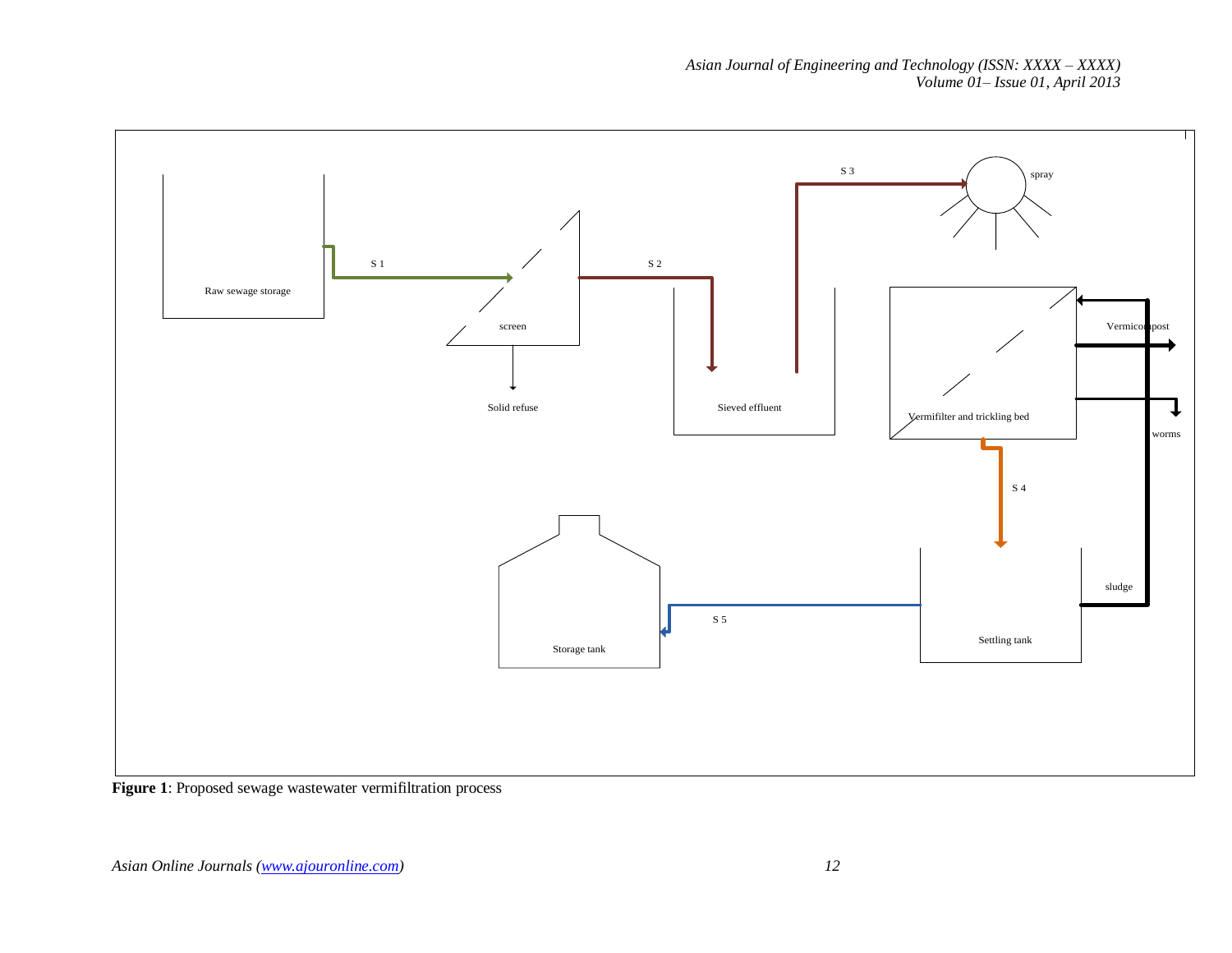**Figure 1**: Proposed sewage wastewater vermifiltration process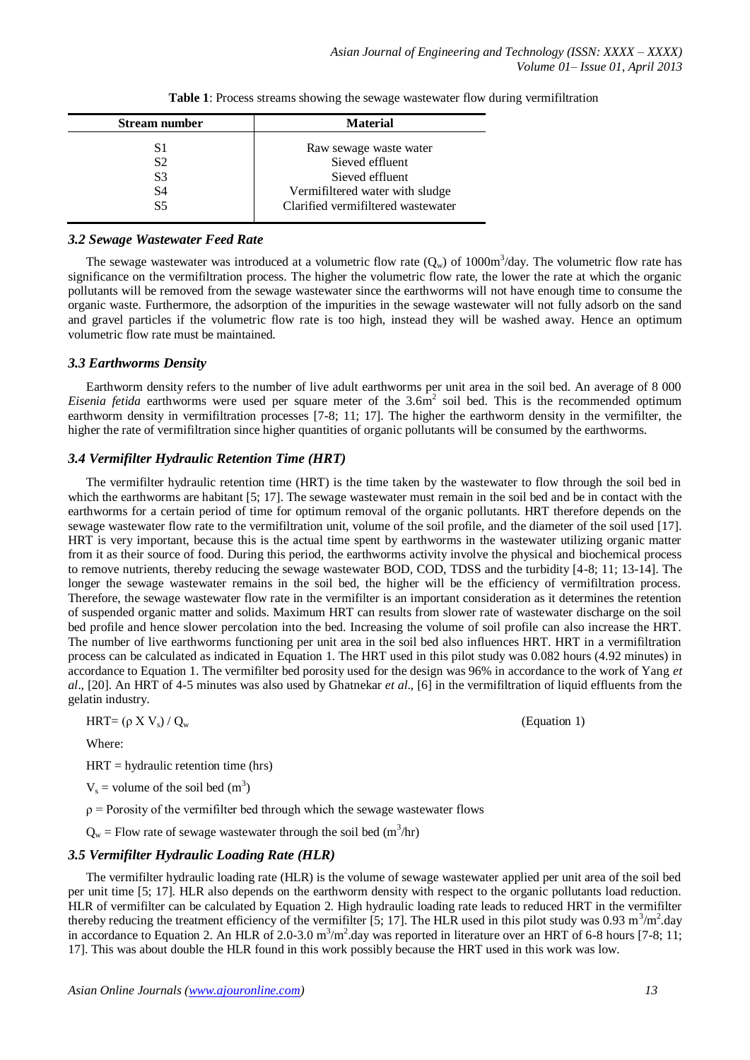**Table 1**: Process streams showing the sewage wastewater flow during vermifiltration

| Stream number | Material |
|---|---|
| S1 | Raw sewage waste water |
| S2 | Sieved effluent |
| S3 | Sieved effluent |
| S4 | Vermifiltered water with sludge |
| S5 | Clarified vermifiltered wastewater |

### *3.2 Sewage Wastewater Feed Rate*

The sewage wastewater was introduced at a volumetric flow rate ($Q_w$) of 1000m$^3$/day. The volumetric flow rate has significance on the vermifiltration process. The higher the volumetric flow rate, the lower the rate at which the organic pollutants will be removed from the sewage wastewater since the earthworms will not have enough time to consume the organic waste. Furthermore, the adsorption of the impurities in the sewage wastewater will not fully adsorb on the sand and gravel particles if the volumetric flow rate is too high, instead they will be washed away. Hence an optimum volumetric flow rate must be maintained.

### *3.3 Earthworms Density*

Earthworm density refers to the number of live adult earthworms per unit area in the soil bed. An average of 8 000 *Eisenia fetida* earthworms were used per square meter of the 3.6m$^2$ soil bed. This is the recommended optimum earthworm density in vermifiltration processes [7-8; 11; 17]. The higher the earthworm density in the vermifilter, the higher the rate of vermifiltration since higher quantities of organic pollutants will be consumed by the earthworms.

### *3.4 Vermifilter Hydraulic Retention Time (HRT)*

The vermifilter hydraulic retention time (HRT) is the time taken by the wastewater to flow through the soil bed in which the earthworms are habitant [5; 17]. The sewage wastewater must remain in the soil bed and be in contact with the earthworms for a certain period of time for optimum removal of the organic pollutants. HRT therefore depends on the sewage wastewater flow rate to the vermifiltration unit, volume of the soil profile, and the diameter of the soil used [17]. HRT is very important, because this is the actual time spent by earthworms in the wastewater utilizing organic matter from it as their source of food. During this period, the earthworms activity involve the physical and biochemical process to remove nutrients, thereby reducing the sewage wastewater BOD, COD, TDSS and the turbidity [4-8; 11; 13-14]. The longer the sewage wastewater remains in the soil bed, the higher will be the efficiency of vermifiltration process. Therefore, the sewage wastewater flow rate in the vermifilter is an important consideration as it determines the retention of suspended organic matter and solids. Maximum HRT can results from slower rate of wastewater discharge on the soil bed profile and hence slower percolation into the bed. Increasing the volume of soil profile can also increase the HRT. The number of live earthworms functioning per unit area in the soil bed also influences HRT. HRT in a vermifiltration process can be calculated as indicated in Equation 1. The HRT used in this pilot study was 0.082 hours (4.92 minutes) in accordance to Equation 1. The vermifilter bed porosity used for the design was 96% in accordance to the work of Yang *et al*., [20]. An HRT of 4-5 minutes was also used by Ghatnekar *et al*., [6] in the vermifiltration of liquid effluents from the gelatin industry.

$$HRT = (\rho \times V_s) / Q_w \qquad \text{(Equation 1)}$$

Where:

HRT = hydraulic retention time (hrs)

$V_s$ = volume of the soil bed (m$^3$)

$\rho$ = Porosity of the vermifilter bed through which the sewage wastewater flows

$Q_w$ = Flow rate of sewage wastewater through the soil bed (m$^3$/hr)

### *3.5 Vermifilter Hydraulic Loading Rate (HLR)*

The vermifilter hydraulic loading rate (HLR) is the volume of sewage wastewater applied per unit area of the soil bed per unit time [5; 17]. HLR also depends on the earthworm density with respect to the organic pollutants load reduction. HLR of vermifilter can be calculated by Equation 2. High hydraulic loading rate leads to reduced HRT in the vermifilter thereby reducing the treatment efficiency of the vermifilter [5; 17]. The HLR used in this pilot study was 0.93 m$^3$/m$^2$.day in accordance to Equation 2. An HLR of 2.0-3.0 m$^3$/m$^2$.day was reported in literature over an HRT of 6-8 hours [7-8; 11; 17]. This was about double the HLR found in this work possibly because the HRT used in this work was low.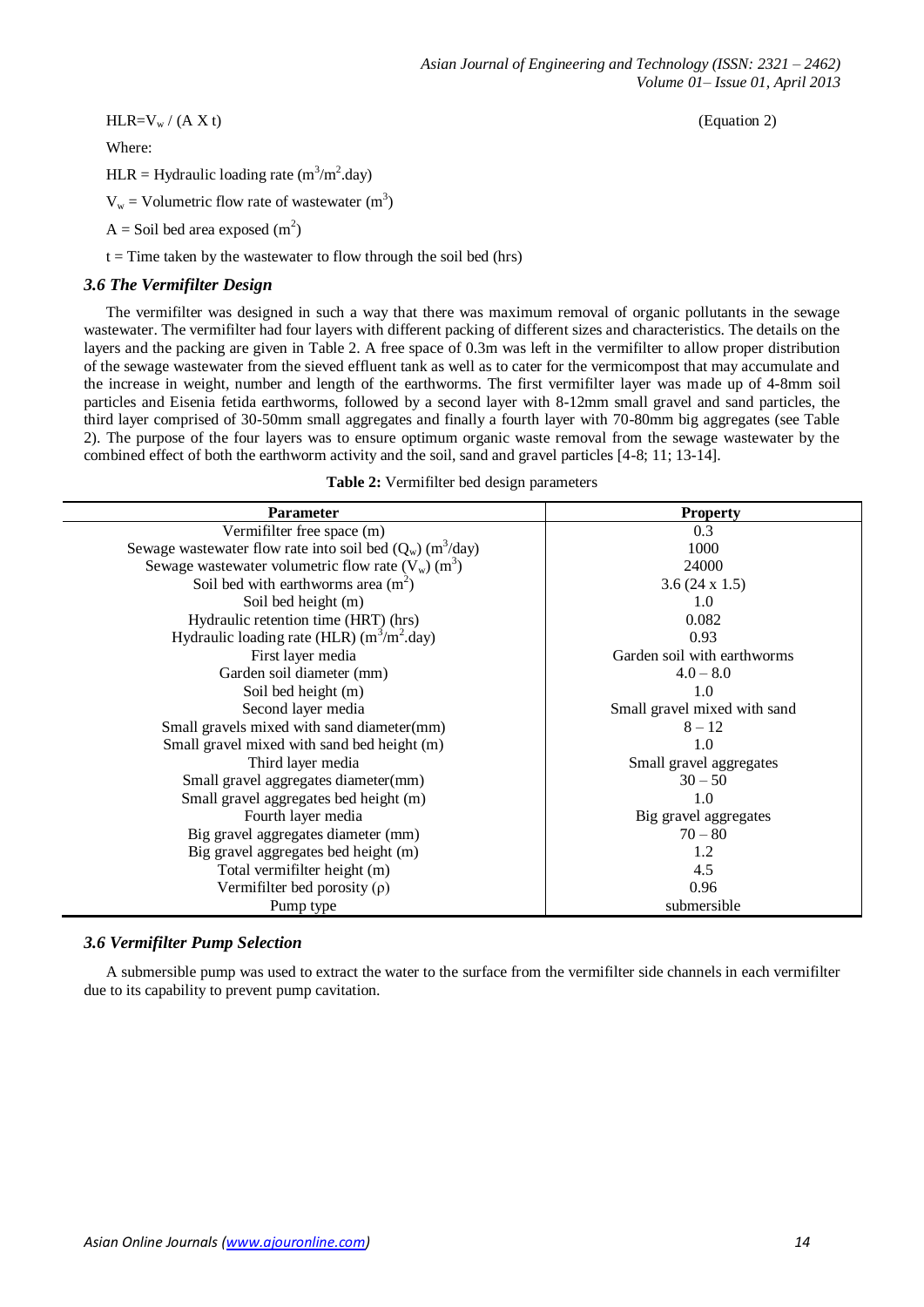$$HLR = V_w / (A \times t) \quad \text{(Equation 2)}$$

Where:

HLR = Hydraulic loading rate ($m^3/m^2.day$)

$V_w$ = Volumetric flow rate of wastewater ($m^3$)

A = Soil bed area exposed ($m^2$)

t = Time taken by the wastewater to flow through the soil bed (hrs)

### *3.6 The Vermifilter Design*

The vermifilter was designed in such a way that there was maximum removal of organic pollutants in the sewage wastewater. The vermifilter had four layers with different packing of different sizes and characteristics. The details on the layers and the packing are given in Table 2. A free space of 0.3m was left in the vermifilter to allow proper distribution of the sewage wastewater from the sieved effluent tank as well as to cater for the vermicompost that may accumulate and the increase in weight, number and length of the earthworms. The first vermifilter layer was made up of 4-8mm soil particles and Eisenia fetida earthworms, followed by a second layer with 8-12mm small gravel and sand particles, the third layer comprised of 30-50mm small aggregates and finally a fourth layer with 70-80mm big aggregates (see Table 2). The purpose of the four layers was to ensure optimum organic waste removal from the sewage wastewater by the combined effect of both the earthworm activity and the soil, sand and gravel particles [4-8; 11; 13-14].

**Table 2:** Vermifilter bed design parameters

| Parameter | Property |
|---|---|
| Vermifilter free space (m) | 0.3 |
| Sewage wastewater flow rate into soil bed ($Q_w$) ($m^3$/day) | 1000 |
| Sewage wastewater volumetric flow rate ($V_w$) ($m^3$) | 24000 |
| Soil bed with earthworms area ($m^2$) | 3.6 (24 x 1.5) |
| Soil bed height (m) | 1.0 |
| Hydraulic retention time (HRT) (hrs) | 0.082 |
| Hydraulic loading rate (HLR) ($m^3/m^2$.day) | 0.93 |
| First layer media | Garden soil with earthworms |
| Garden soil diameter (mm) | 4.0 – 8.0 |
| Soil bed height (m) | 1.0 |
| Second layer media | Small gravel mixed with sand |
| Small gravels mixed with sand diameter(mm) | 8 – 12 |
| Small gravel mixed with sand bed height (m) | 1.0 |
| Third layer media | Small gravel aggregates |
| Small gravel aggregates diameter(mm) | 30 – 50 |
| Small gravel aggregates bed height (m) | 1.0 |
| Fourth layer media | Big gravel aggregates |
| Big gravel aggregates diameter (mm) | 70 – 80 |
| Big gravel aggregates bed height (m) | 1.2 |
| Total vermifilter height (m) | 4.5 |
| Vermifilter bed porosity ($\rho$) | 0.96 |
| Pump type | submersible |

### *3.6 Vermifilter Pump Selection*

A submersible pump was used to extract the water to the surface from the vermifilter side channels in each vermifilter due to its capability to prevent pump cavitation.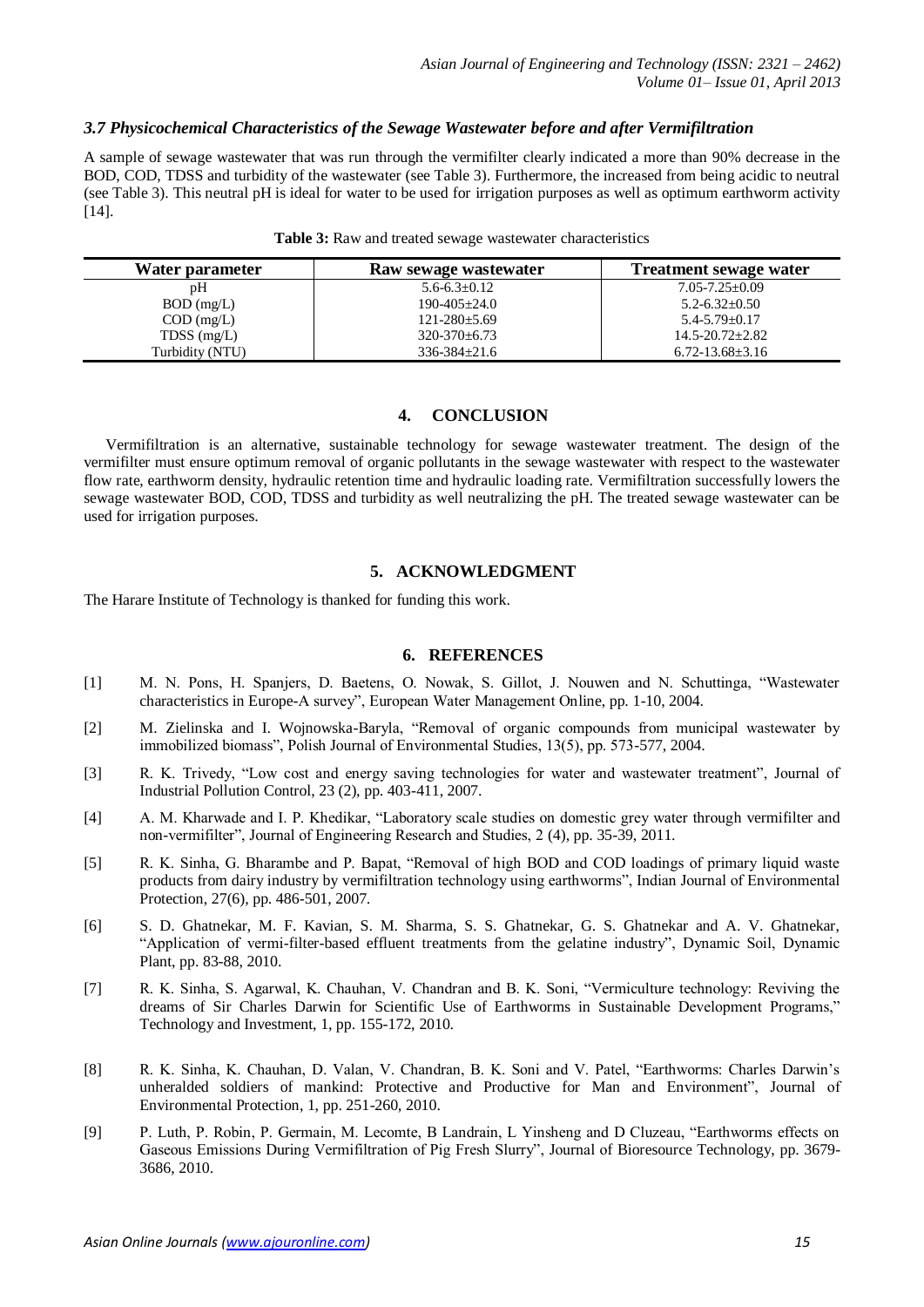### *3.7 Physicochemical Characteristics of the Sewage Wastewater before and after Vermifiltration*

A sample of sewage wastewater that was run through the vermifilter clearly indicated a more than 90% decrease in the BOD, COD, TDSS and turbidity of the wastewater (see Table 3). Furthermore, the increased from being acidic to neutral (see Table 3). This neutral pH is ideal for water to be used for irrigation purposes as well as optimum earthworm activity [14].

**Table 3:** Raw and treated sewage wastewater characteristics

| Water parameter | Raw sewage wastewater | Treatment sewage water |
|---|---|---|
| pH | 5.6-6.3±0.12 | 7.05-7.25±0.09 |
| BOD (mg/L) | 190-405±24.0 | 5.2-6.32±0.50 |
| COD (mg/L) | 121-280±5.69 | 5.4-5.79±0.17 |
| TDSS (mg/L) | 320-370±6.73 | 14.5-20.72±2.82 |
| Turbidity (NTU) | 336-384±21.6 | 6.72-13.68±3.16 |

## 4. CONCLUSION

Vermifiltration is an alternative, sustainable technology for sewage wastewater treatment. The design of the vermifilter must ensure optimum removal of organic pollutants in the sewage wastewater with respect to the wastewater flow rate, earthworm density, hydraulic retention time and hydraulic loading rate. Vermifiltration successfully lowers the sewage wastewater BOD, COD, TDSS and turbidity as well neutralizing the pH. The treated sewage wastewater can be used for irrigation purposes.

## 5. ACKNOWLEDGMENT

The Harare Institute of Technology is thanked for funding this work.

## 6. REFERENCES

[1] M. N. Pons, H. Spanjers, D. Baetens, O. Nowak, S. Gillot, J. Nouwen and N. Schuttinga, "Wastewater characteristics in Europe-A survey", European Water Management Online, pp. 1-10, 2004.

[2] M. Zielinska and I. Wojnowska-Baryla, "Removal of organic compounds from municipal wastewater by immobilized biomass", Polish Journal of Environmental Studies, 13(5), pp. 573-577, 2004.

[3] R. K. Trivedy, "Low cost and energy saving technologies for water and wastewater treatment", Journal of Industrial Pollution Control, 23 (2), pp. 403-411, 2007.

[4] A. M. Kharwade and I. P. Khedikar, "Laboratory scale studies on domestic grey water through vermifilter and non-vermifilter", Journal of Engineering Research and Studies, 2 (4), pp. 35-39, 2011.

[5] R. K. Sinha, G. Bharambe and P. Bapat, "Removal of high BOD and COD loadings of primary liquid waste products from dairy industry by vermifiltration technology using earthworms", Indian Journal of Environmental Protection, 27(6), pp. 486-501, 2007.

[6] S. D. Ghatnekar, M. F. Kavian, S. M. Sharma, S. S. Ghatnekar, G. S. Ghatnekar and A. V. Ghatnekar, "Application of vermi-filter-based effluent treatments from the gelatine industry", Dynamic Soil, Dynamic Plant, pp. 83-88, 2010.

[7] R. K. Sinha, S. Agarwal, K. Chauhan, V. Chandran and B. K. Soni, "Vermiculture technology: Reviving the dreams of Sir Charles Darwin for Scientific Use of Earthworms in Sustainable Development Programs," Technology and Investment, 1, pp. 155-172, 2010.

[8] R. K. Sinha, K. Chauhan, D. Valan, V. Chandran, B. K. Soni and V. Patel, "Earthworms: Charles Darwin's unheralded soldiers of mankind: Protective and Productive for Man and Environment", Journal of Environmental Protection, 1, pp. 251-260, 2010.

[9] P. Luth, P. Robin, P. Germain, M. Lecomte, B Landrain, L Yinsheng and D Cluzeau, "Earthworms effects on Gaseous Emissions During Vermifiltration of Pig Fresh Slurry", Journal of Bioresource Technology, pp. 3679-3686, 2010.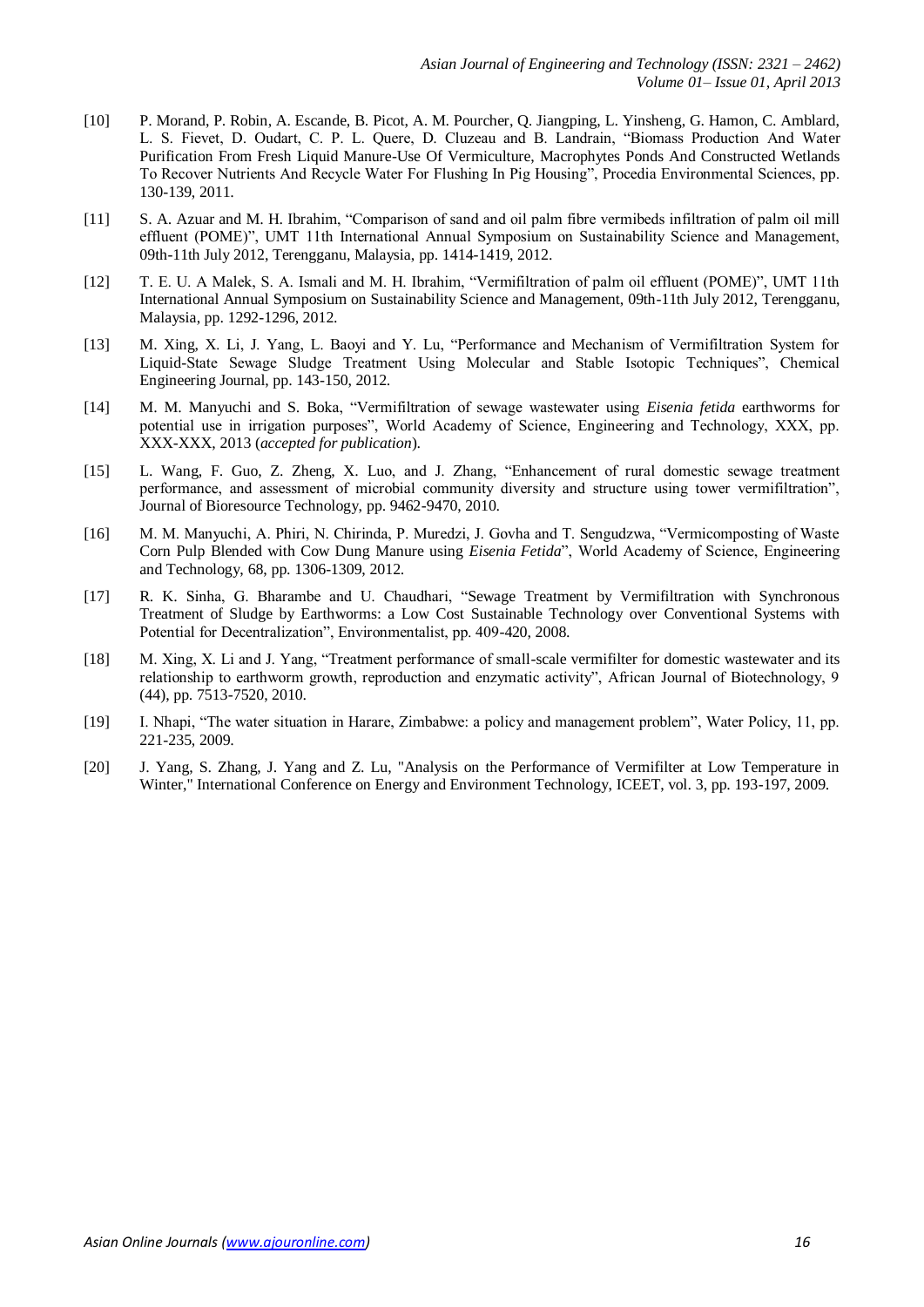[10] P. Morand, P. Robin, A. Escande, B. Picot, A. M. Pourcher, Q. Jiangping, L. Yinsheng, G. Hamon, C. Amblard, L. S. Fievet, D. Oudart, C. P. L. Quere, D. Cluzeau and B. Landrain, "Biomass Production And Water Purification From Fresh Liquid Manure-Use Of Vermiculture, Macrophytes Ponds And Constructed Wetlands To Recover Nutrients And Recycle Water For Flushing In Pig Housing", Procedia Environmental Sciences, pp. 130-139, 2011.

[11] S. A. Azuar and M. H. Ibrahim, "Comparison of sand and oil palm fibre vermibeds infiltration of palm oil mill effluent (POME)", UMT 11th International Annual Symposium on Sustainability Science and Management, 09th-11th July 2012, Terengganu, Malaysia, pp. 1414-1419, 2012.

[12] T. E. U. A Malek, S. A. Ismali and M. H. Ibrahim, "Vermifiltration of palm oil effluent (POME)", UMT 11th International Annual Symposium on Sustainability Science and Management, 09th-11th July 2012, Terengganu, Malaysia, pp. 1292-1296, 2012.

[13] M. Xing, X. Li, J. Yang, L. Baoyi and Y. Lu, "Performance and Mechanism of Vermifiltration System for Liquid-State Sewage Sludge Treatment Using Molecular and Stable Isotopic Techniques", Chemical Engineering Journal, pp. 143-150, 2012.

[14] M. M. Manyuchi and S. Boka, "Vermifiltration of sewage wastewater using *Eisenia fetida* earthworms for potential use in irrigation purposes", World Academy of Science, Engineering and Technology, XXX, pp. XXX-XXX, 2013 (*accepted for publication*).

[15] L. Wang, F. Guo, Z. Zheng, X. Luo, and J. Zhang, "Enhancement of rural domestic sewage treatment performance, and assessment of microbial community diversity and structure using tower vermifiltration", Journal of Bioresource Technology, pp. 9462-9470, 2010.

[16] M. M. Manyuchi, A. Phiri, N. Chirinda, P. Muredzi, J. Govha and T. Sengudzwa, "Vermicomposting of Waste Corn Pulp Blended with Cow Dung Manure using *Eisenia Fetida*", World Academy of Science, Engineering and Technology, 68, pp. 1306-1309, 2012.

[17] R. K. Sinha, G. Bharambe and U. Chaudhari, "Sewage Treatment by Vermifiltration with Synchronous Treatment of Sludge by Earthworms: a Low Cost Sustainable Technology over Conventional Systems with Potential for Decentralization", Environmentalist, pp. 409-420, 2008.

[18] M. Xing, X. Li and J. Yang, "Treatment performance of small-scale vermifilter for domestic wastewater and its relationship to earthworm growth, reproduction and enzymatic activity", African Journal of Biotechnology, 9 (44), pp. 7513-7520, 2010.

[19] I. Nhapi, "The water situation in Harare, Zimbabwe: a policy and management problem", Water Policy, 11, pp. 221-235, 2009.

[20] J. Yang, S. Zhang, J. Yang and Z. Lu, "Analysis on the Performance of Vermifilter at Low Temperature in Winter," International Conference on Energy and Environment Technology, ICEET, vol. 3, pp. 193-197, 2009.